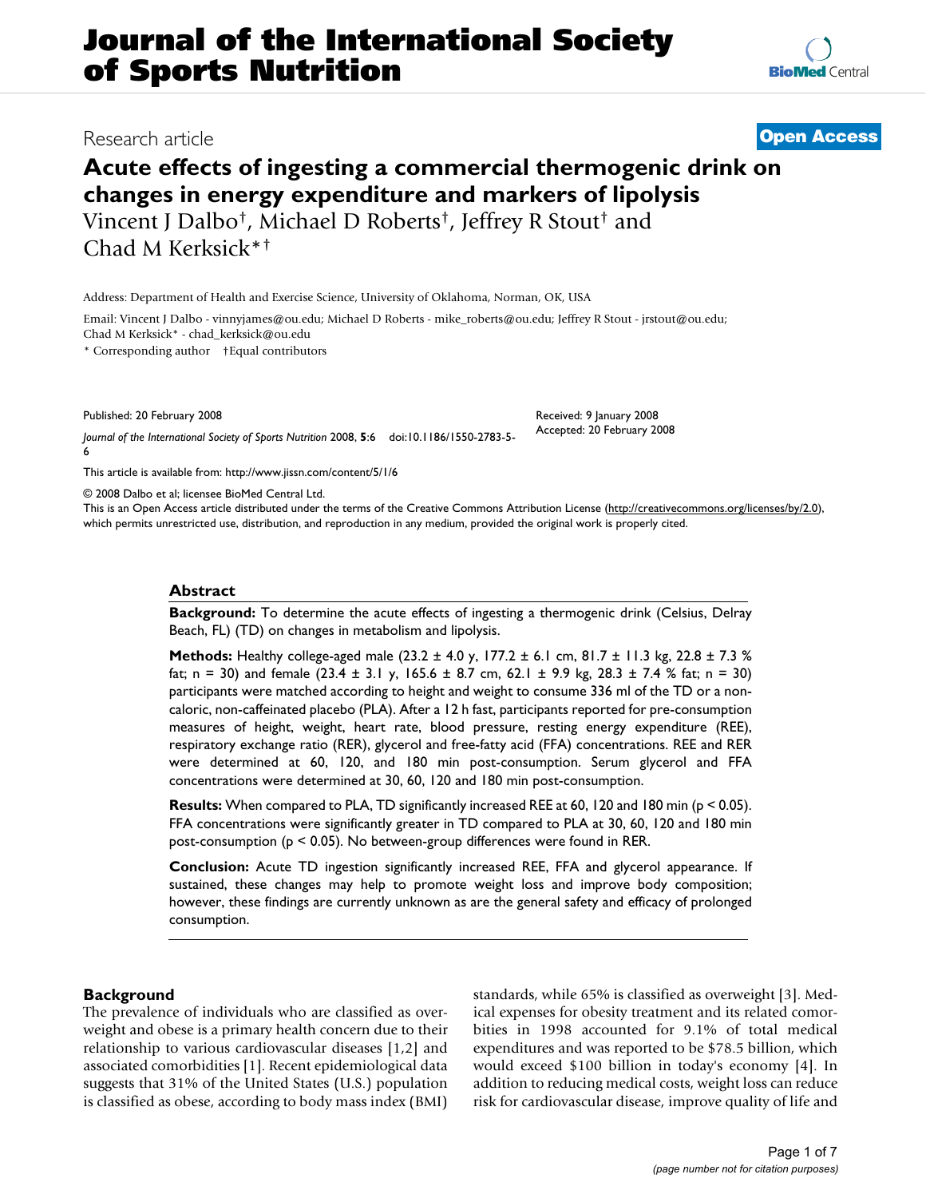# Acute effects of ingesting a commercial thermogenic drink on changes in energy expenditure and markers of lipolysis

Research article — Open Access

Vincent J Dalbo†, Michael D Roberts†, Jeffrey R Stout† and Chad M Kerksick*†

Address: Department of Health and Exercise Science, University of Oklahoma, Norman, OK, USA

Email: Vincent J Dalbo - vinnyjames@ou.edu; Michael D Roberts - mike_roberts@ou.edu; Jeffrey R Stout - jrstout@ou.edu; Chad M Kerksick* - chad_kerksick@ou.edu

\* Corresponding author †Equal contributors

Published: 20 February 2008

Received: 9 January 2008

Accepted: 20 February 2008

*Journal of the International Society of Sports Nutrition* 2008, **5**:6 doi:10.1186/1550-2783-5-6

This article is available from: http://www.jissn.com/content/5/1/6

© 2008 Dalbo et al; licensee BioMed Central Ltd.

This is an Open Access article distributed under the terms of the Creative Commons Attribution License (http://creativecommons.org/licenses/by/2.0), which permits unrestricted use, distribution, and reproduction in any medium, provided the original work is properly cited.

## Abstract

**Background:** To determine the acute effects of ingesting a thermogenic drink (Celsius, Delray Beach, FL) (TD) on changes in metabolism and lipolysis.

**Methods:** Healthy college-aged male (23.2 ± 4.0 y, 177.2 ± 6.1 cm, 81.7 ± 11.3 kg, 22.8 ± 7.3 % fat; n = 30) and female (23.4 ± 3.1 y, 165.6 ± 8.7 cm, 62.1 ± 9.9 kg, 28.3 ± 7.4 % fat; n = 30) participants were matched according to height and weight to consume 336 ml of the TD or a non-caloric, non-caffeinated placebo (PLA). After a 12 h fast, participants reported for pre-consumption measures of height, weight, heart rate, blood pressure, resting energy expenditure (REE), respiratory exchange ratio (RER), glycerol and free-fatty acid (FFA) concentrations. REE and RER were determined at 60, 120, and 180 min post-consumption. Serum glycerol and FFA concentrations were determined at 30, 60, 120 and 180 min post-consumption.

**Results:** When compared to PLA, TD significantly increased REE at 60, 120 and 180 min ($p < 0.05$). FFA concentrations were significantly greater in TD compared to PLA at 30, 60, 120 and 180 min post-consumption ($p < 0.05$). No between-group differences were found in RER.

**Conclusion:** Acute TD ingestion significantly increased REE, FFA and glycerol appearance. If sustained, these changes may help to promote weight loss and improve body composition; however, these findings are currently unknown as are the general safety and efficacy of prolonged consumption.

## Background

The prevalence of individuals who are classified as overweight and obese is a primary health concern due to their relationship to various cardiovascular diseases [1,2] and associated comorbidities [1]. Recent epidemiological data suggests that 31% of the United States (U.S.) population is classified as obese, according to body mass index (BMI) standards, while 65% is classified as overweight [3]. Medical expenses for obesity treatment and its related comorbities in 1998 accounted for 9.1% of total medical expenditures and was reported to be $78.5 billion, which would exceed $100 billion in today's economy [4]. In addition to reducing medical costs, weight loss can reduce risk for cardiovascular disease, improve quality of life and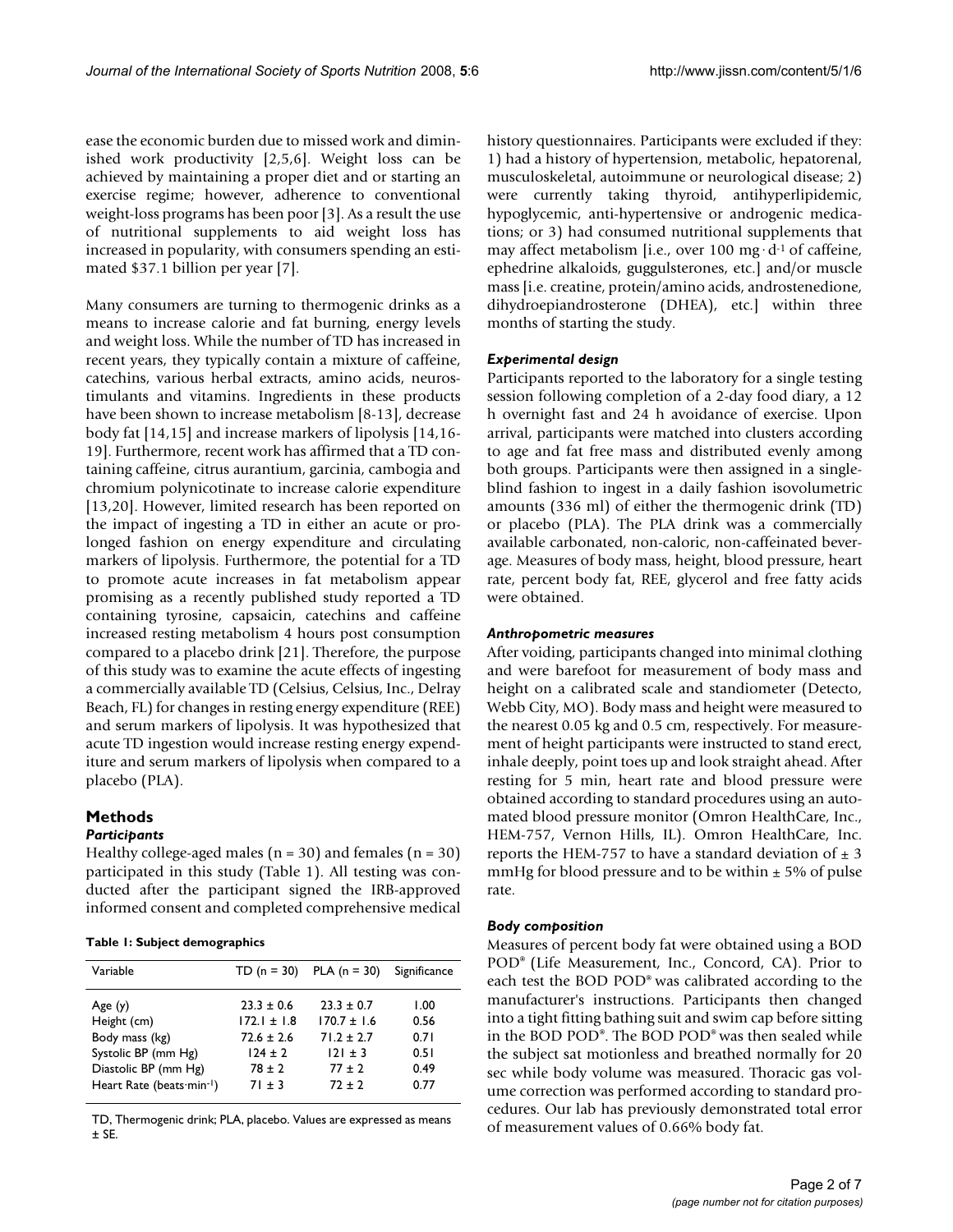ease the economic burden due to missed work and diminished work productivity [2,5,6]. Weight loss can be achieved by maintaining a proper diet and or starting an exercise regime; however, adherence to conventional weight-loss programs has been poor [3]. As a result the use of nutritional supplements to aid weight loss has increased in popularity, with consumers spending an estimated $37.1 billion per year [7].

Many consumers are turning to thermogenic drinks as a means to increase calorie and fat burning, energy levels and weight loss. While the number of TD has increased in recent years, they typically contain a mixture of caffeine, catechins, various herbal extracts, amino acids, neurostimulants and vitamins. Ingredients in these products have been shown to increase metabolism [8-13], decrease body fat [14,15] and increase markers of lipolysis [14,16-19]. Furthermore, recent work has affirmed that a TD containing caffeine, citrus aurantium, garcinia, cambogia and chromium polynicotinate to increase calorie expenditure [13,20]. However, limited research has been reported on the impact of ingesting a TD in either an acute or prolonged fashion on energy expenditure and circulating markers of lipolysis. Furthermore, the potential for a TD to promote acute increases in fat metabolism appear promising as a recently published study reported a TD containing tyrosine, capsaicin, catechins and caffeine increased resting metabolism 4 hours post consumption compared to a placebo drink [21]. Therefore, the purpose of this study was to examine the acute effects of ingesting a commercially available TD (Celsius, Celsius, Inc., Delray Beach, FL) for changes in resting energy expenditure (REE) and serum markers of lipolysis. It was hypothesized that acute TD ingestion would increase resting energy expenditure and serum markers of lipolysis when compared to a placebo (PLA).

## Methods

### *Participants*

Healthy college-aged males (n = 30) and females (n = 30) participated in this study (Table 1). All testing was conducted after the participant signed the IRB-approved informed consent and completed comprehensive medical history questionnaires. Participants were excluded if they: 1) had a history of hypertension, metabolic, hepatorenal, musculoskeletal, autoimmune or neurological disease; 2) were currently taking thyroid, antihyperlipidemic, hypoglycemic, anti-hypertensive or androgenic medications; or 3) had consumed nutritional supplements that may affect metabolism [i.e., over 100 $mg \cdot d^{-1}$ of caffeine, ephedrine alkaloids, guggulsterones, etc.] and/or muscle mass [i.e. creatine, protein/amino acids, androstenedione, dihydroepiandrosterone (DHEA), etc.] within three months of starting the study.

**Table 1: Subject demographics**

| Variable | TD (n = 30) | PLA (n = 30) | Significance |
|---|---|---|---|
| Age (y) | 23.3 ± 0.6 | 23.3 ± 0.7 | 1.00 |
| Height (cm) | 172.1 ± 1.8 | 170.7 ± 1.6 | 0.56 |
| Body mass (kg) | 72.6 ± 2.6 | 71.2 ± 2.7 | 0.71 |
| Systolic BP (mm Hg) | 124 ± 2 | 121 ± 3 | 0.51 |
| Diastolic BP (mm Hg) | 78 ± 2 | 77 ± 2 | 0.49 |
| Heart Rate (beats·min$^{-1}$) | 71 ± 3 | 72 ± 2 | 0.77 |

TD, Thermogenic drink; PLA, placebo. Values are expressed as means ± SE.

### *Experimental design*

Participants reported to the laboratory for a single testing session following completion of a 2-day food diary, a 12 h overnight fast and 24 h avoidance of exercise. Upon arrival, participants were matched into clusters according to age and fat free mass and distributed evenly among both groups. Participants were then assigned in a single-blind fashion to ingest in a daily fashion isovolumetric amounts (336 ml) of either the thermogenic drink (TD) or placebo (PLA). The PLA drink was a commercially available carbonated, non-caloric, non-caffeinated beverage. Measures of body mass, height, blood pressure, heart rate, percent body fat, REE, glycerol and free fatty acids were obtained.

### *Anthropometric measures*

After voiding, participants changed into minimal clothing and were barefoot for measurement of body mass and height on a calibrated scale and standiometer (Detecto, Webb City, MO). Body mass and height were measured to the nearest 0.05 kg and 0.5 cm, respectively. For measurement of height participants were instructed to stand erect, inhale deeply, point toes up and look straight ahead. After resting for 5 min, heart rate and blood pressure were obtained according to standard procedures using an automated blood pressure monitor (Omron HealthCare, Inc., HEM-757, Vernon Hills, IL). Omron HealthCare, Inc. reports the HEM-757 to have a standard deviation of ± 3 mmHg for blood pressure and to be within ± 5% of pulse rate.

### *Body composition*

Measures of percent body fat were obtained using a BOD POD® (Life Measurement, Inc., Concord, CA). Prior to each test the BOD POD® was calibrated according to the manufacturer's instructions. Participants then changed into a tight fitting bathing suit and swim cap before sitting in the BOD POD®. The BOD POD® was then sealed while the subject sat motionless and breathed normally for 20 sec while body volume was measured. Thoracic gas volume correction was performed according to standard procedures. Our lab has previously demonstrated total error of measurement values of 0.66% body fat.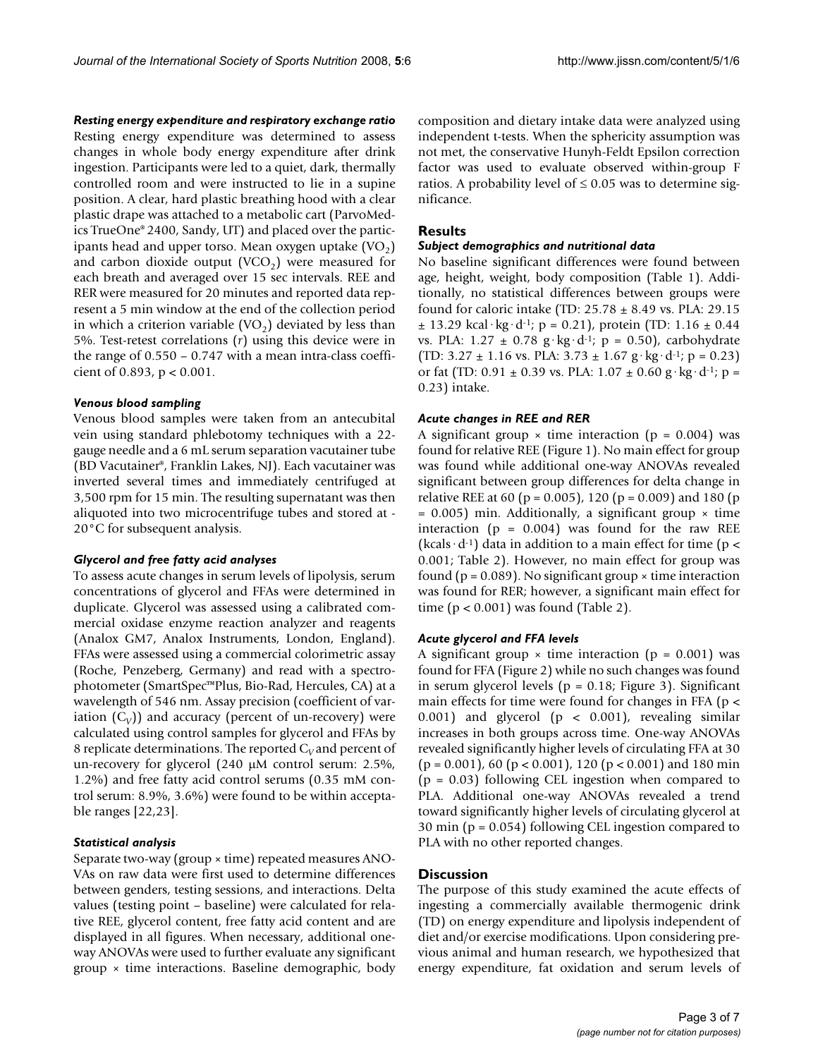### Resting energy expenditure and respiratory exchange ratio

Resting energy expenditure was determined to assess changes in whole body energy expenditure after drink ingestion. Participants were led to a quiet, dark, thermally controlled room and were instructed to lie in a supine position. A clear, hard plastic breathing hood with a clear plastic drape was attached to a metabolic cart (ParvoMedics TrueOne® 2400, Sandy, UT) and placed over the participants head and upper torso. Mean oxygen uptake ($VO_2$) and carbon dioxide output ($VCO_2$) were measured for each breath and averaged over 15 sec intervals. REE and RER were measured for 20 minutes and reported data represent a 5 min window at the end of the collection period in which a criterion variable ($VO_2$) deviated by less than 5%. Test-retest correlations ($r$) using this device were in the range of 0.550 – 0.747 with a mean intra-class coefficient of 0.893, $p < 0.001$.

### Venous blood sampling

Venous blood samples were taken from an antecubital vein using standard phlebotomy techniques with a 22-gauge needle and a 6 mL serum separation vacutainer tube (BD Vacutainer®, Franklin Lakes, NJ). Each vacutainer was inverted several times and immediately centrifuged at 3,500 rpm for 15 min. The resulting supernatant was then aliquoted into two microcentrifuge tubes and stored at -20°C for subsequent analysis.

### Glycerol and free fatty acid analyses

To assess acute changes in serum levels of lipolysis, serum concentrations of glycerol and FFAs were determined in duplicate. Glycerol was assessed using a calibrated commercial oxidase enzyme reaction analyzer and reagents (Analox GM7, Analox Instruments, London, England). FFAs were assessed using a commercial colorimetric assay (Roche, Penzeberg, Germany) and read with a spectrophotometer (SmartSpec™Plus, Bio-Rad, Hercules, CA) at a wavelength of 546 nm. Assay precision (coefficient of variation ($C_V$)) and accuracy (percent of un-recovery) were calculated using control samples for glycerol and FFAs by 8 replicate determinations. The reported $C_V$ and percent of un-recovery for glycerol (240 μM control serum: 2.5%, 1.2%) and free fatty acid control serums (0.35 mM control serum: 8.9%, 3.6%) were found to be within acceptable ranges [22,23].

### Statistical analysis

Separate two-way (group × time) repeated measures ANOVAs on raw data were first used to determine differences between genders, testing sessions, and interactions. Delta values (testing point – baseline) were calculated for relative REE, glycerol content, free fatty acid content and are displayed in all figures. When necessary, additional one-way ANOVAs were used to further evaluate any significant group × time interactions. Baseline demographic, body composition and dietary intake data were analyzed using independent t-tests. When the sphericity assumption was not met, the conservative Hunyh-Feldt Epsilon correction factor was used to evaluate observed within-group F ratios. A probability level of $\leq 0.05$ was to determine significance.

## Results

### Subject demographics and nutritional data

No baseline significant differences were found between age, height, weight, body composition (Table 1). Additionally, no statistical differences between groups were found for caloric intake (TD: 25.78 ± 8.49 vs. PLA: 29.15 ± 13.29 $kcal \cdot kg \cdot d^{-1}$; $p = 0.21$), protein (TD: 1.16 ± 0.44 vs. PLA: 1.27 ± 0.78 $g \cdot kg \cdot d^{-1}$; $p = 0.50$), carbohydrate (TD: 3.27 ± 1.16 vs. PLA: 3.73 ± 1.67 $g \cdot kg \cdot d^{-1}$; $p = 0.23$) or fat (TD: 0.91 ± 0.39 vs. PLA: 1.07 ± 0.60 $g \cdot kg \cdot d^{-1}$; $p = 0.23$) intake.

### Acute changes in REE and RER

A significant group × time interaction ($p = 0.004$) was found for relative REE (Figure 1). No main effect for group was found while additional one-way ANOVAs revealed significant between group differences for delta change in relative REE at 60 ($p = 0.005$), 120 ($p = 0.009$) and 180 ($p = 0.005$) min. Additionally, a significant group × time interaction ($p = 0.004$) was found for the raw REE ($kcals \cdot d^{-1}$) data in addition to a main effect for time ($p < 0.001$; Table 2). However, no main effect for group was found ($p = 0.089$). No significant group × time interaction was found for RER; however, a significant main effect for time ($p < 0.001$) was found (Table 2).

### Acute glycerol and FFA levels

A significant group × time interaction ($p = 0.001$) was found for FFA (Figure 2) while no such changes was found in serum glycerol levels ($p = 0.18$; Figure 3). Significant main effects for time were found for changes in FFA ($p < 0.001$) and glycerol ($p < 0.001$), revealing similar increases in both groups across time. One-way ANOVAs revealed significantly higher levels of circulating FFA at 30 ($p = 0.001$), 60 ($p < 0.001$), 120 ($p < 0.001$) and 180 min ($p = 0.03$) following CEL ingestion when compared to PLA. Additional one-way ANOVAs revealed a trend toward significantly higher levels of circulating glycerol at 30 min ($p = 0.054$) following CEL ingestion compared to PLA with no other reported changes.

## Discussion

The purpose of this study examined the acute effects of ingesting a commercially available thermogenic drink (TD) on energy expenditure and lipolysis independent of diet and/or exercise modifications. Upon considering previous animal and human research, we hypothesized that energy expenditure, fat oxidation and serum levels of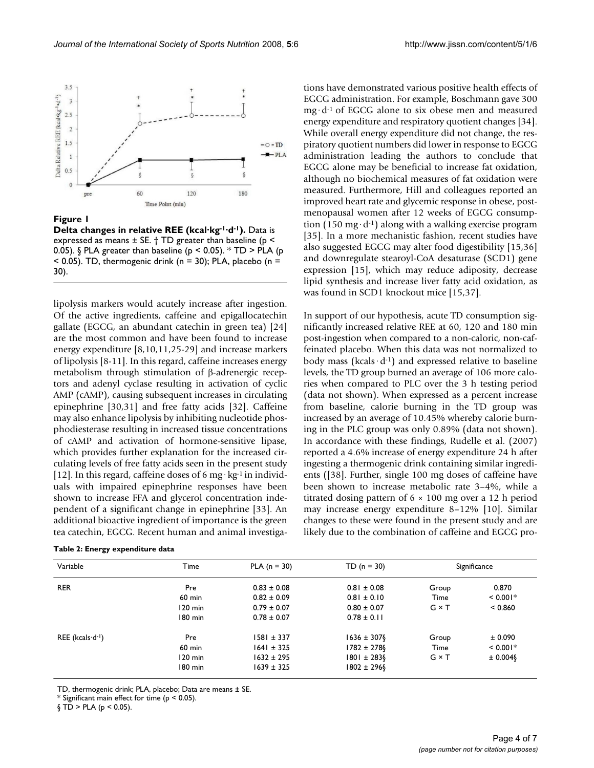**Figure 1**

**Delta changes in relative REE (kcal·kg$^{-1}$·d$^{-1}$).** Data is expressed as means ± SE. † TD greater than baseline ($p < 0.05$). § PLA greater than baseline ($p < 0.05$). * TD > PLA ($p < 0.05$). TD, thermogenic drink (n = 30); PLA, placebo (n = 30).

lipolysis markers would acutely increase after ingestion. Of the active ingredients, caffeine and epigallocatechin gallate (EGCG, an abundant catechin in green tea) [24] are the most common and have been found to increase energy expenditure [8,10,11,25-29] and increase markers of lipolysis [8-11]. In this regard, caffeine increases energy metabolism through stimulation of β-adrenergic receptors and adenyl cyclase resulting in activation of cyclic AMP (cAMP), causing subsequent increases in circulating epinephrine [30,31] and free fatty acids [32]. Caffeine may also enhance lipolysis by inhibiting nucleotide phosphodiesterase resulting in increased tissue concentrations of cAMP and activation of hormone-sensitive lipase, which provides further explanation for the increased circulating levels of free fatty acids seen in the present study [12]. In this regard, caffeine doses of 6 mg · kg$^{-1}$ in individuals with impaired epinephrine responses have been shown to increase FFA and glycerol concentration independent of a significant change in epinephrine [33]. An additional bioactive ingredient of importance is the green tea catechin, EGCG. Recent human and animal investigations have demonstrated various positive health effects of EGCG administration. For example, Boschmann gave 300 mg · d$^{-1}$ of EGCG alone to six obese men and measured energy expenditure and respiratory quotient changes [34]. While overall energy expenditure did not change, the respiratory quotient numbers did lower in response to EGCG administration leading the authors to conclude that EGCG alone may be beneficial to increase fat oxidation, although no biochemical measures of fat oxidation were measured. Furthermore, Hill and colleagues reported an improved heart rate and glycemic response in obese, postmenopausal women after 12 weeks of EGCG consumption (150 mg · d$^{-1}$) along with a walking exercise program [35]. In a more mechanistic fashion, recent studies have also suggested EGCG may alter food digestibility [15,36] and downregulate stearoyl-CoA desaturase (SCD1) gene expression [15], which may reduce adiposity, decrease lipid synthesis and increase liver fatty acid oxidation, as was found in SCD1 knockout mice [15,37].

In support of our hypothesis, acute TD consumption significantly increased relative REE at 60, 120 and 180 min post-ingestion when compared to a non-caloric, non-caffeinated placebo. When this data was not normalized to body mass (kcals · d$^{-1}$) and expressed relative to baseline levels, the TD group burned an average of 106 more calories when compared to PLC over the 3 h testing period (data not shown). When expressed as a percent increase from baseline, calorie burning in the TD group was increased by an average of 10.45% whereby calorie burning in the PLC group was only 0.89% (data not shown). In accordance with these findings, Rudelle et al. (2007) reported a 4.6% increase of energy expenditure 24 h after ingesting a thermogenic drink containing similar ingredients ([38]. Further, single 100 mg doses of caffeine have been shown to increase metabolic rate 3–4%, while a titrated dosing pattern of 6 × 100 mg over a 12 h period may increase energy expenditure 8–12% [10]. Similar changes to these were found in the present study and are likely due to the combination of caffeine and EGCG pro-

**Table 2: Energy expenditure data**

| Variable | Time | PLA (n = 30) | TD (n = 30) | Significance | |
|---|---|---|---|---|---|
| RER | Pre | 0.83 ± 0.08 | 0.81 ± 0.08 | Group | 0.870 |
| | 60 min | 0.82 ± 0.09 | 0.81 ± 0.10 | Time | < 0.001* |
| | 120 min | 0.79 ± 0.07 | 0.80 ± 0.07 | G × T | < 0.860 |
| | 180 min | 0.78 ± 0.07 | 0.78 ± 0.11 | | |
| REE (kcals·d$^{-1}$) | Pre | 1581 ± 337 | 1636 ± 307§ | Group | ± 0.090 |
| | 60 min | 1641 ± 325 | 1782 ± 278§ | Time | < 0.001* |
| | 120 min | 1632 ± 295 | 1801 ± 283§ | G × T | ± 0.004§ |
| | 180 min | 1639 ± 325 | 1802 ± 296§ | | |

TD, thermogenic drink; PLA, placebo; Data are means ± SE.

* Significant main effect for time ($p < 0.05$).

§ TD > PLA ($p < 0.05$).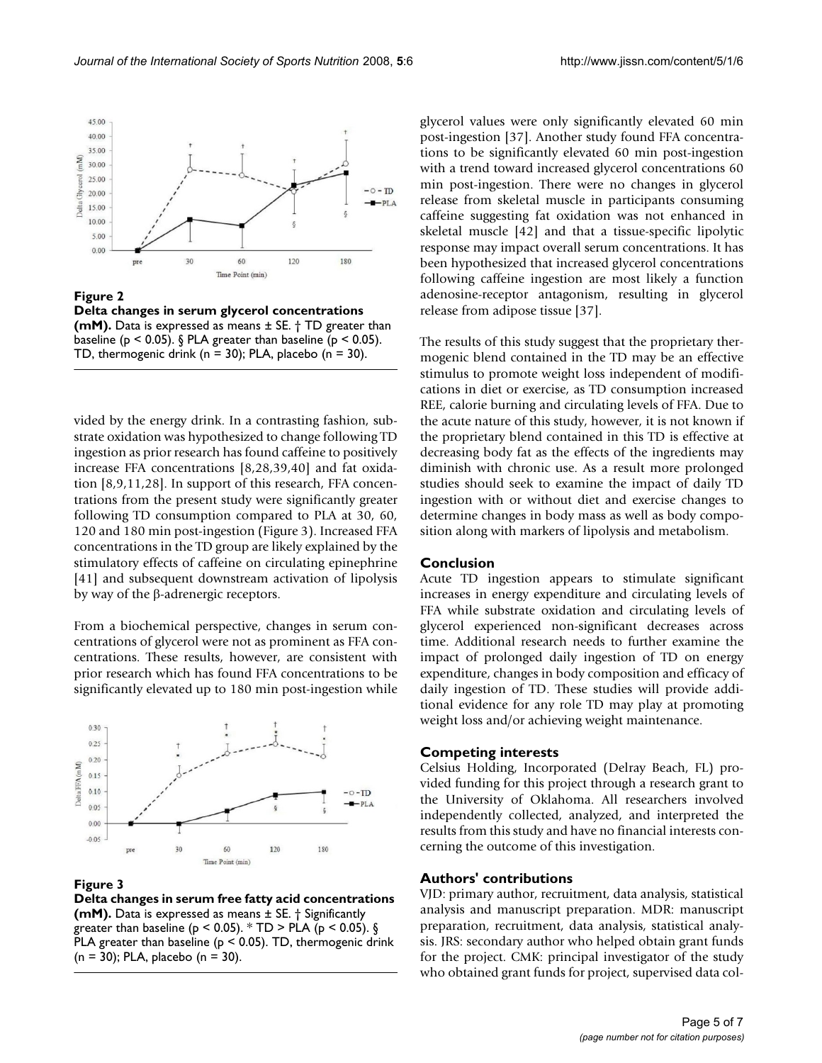45.00
40.00
35.00
30.00
25.00
20.00
15.00
10.00
5.00
0.00

Delta Glycerol (mM)

pre 30 60 120 180

Time Point (min)

†
†
†
†
§
§

TD
PLA

**Figure 2**

**Delta changes in serum glycerol concentrations (mM).** Data is expressed as means ± SE. † TD greater than baseline ($p < 0.05$). § PLA greater than baseline ($p < 0.05$). TD, thermogenic drink ($n = 30$); PLA, placebo ($n = 30$).

vided by the energy drink. In a contrasting fashion, substrate oxidation was hypothesized to change following TD ingestion as prior research has found caffeine to positively increase FFA concentrations [8,28,39,40] and fat oxidation [8,9,11,28]. In support of this research, FFA concentrations from the present study were significantly greater following TD consumption compared to PLA at 30, 60, 120 and 180 min post-ingestion (Figure 3). Increased FFA concentrations in the TD group are likely explained by the stimulatory effects of caffeine on circulating epinephrine [41] and subsequent downstream activation of lipolysis by way of the β-adrenergic receptors.

From a biochemical perspective, changes in serum concentrations of glycerol were not as prominent as FFA concentrations. These results, however, are consistent with prior research which has found FFA concentrations to be significantly elevated up to 180 min post-ingestion while

0.30
0.25
0.20
0.15
0.10
0.05
0.00
-0.05

Delta FFA (mM)

pre 30 60 120 180

Time Point (min)

†
*
†
*
†
*
†
*
§
§

TD
PLA

**Figure 3**

**Delta changes in serum free fatty acid concentrations (mM).** Data is expressed as means ± SE. † Significantly greater than baseline ($p < 0.05$). * TD > PLA ($p < 0.05$). § PLA greater than baseline ($p < 0.05$). TD, thermogenic drink ($n = 30$); PLA, placebo ($n = 30$).

glycerol values were only significantly elevated 60 min post-ingestion [37]. Another study found FFA concentrations to be significantly elevated 60 min post-ingestion with a trend toward increased glycerol concentrations 60 min post-ingestion. There were no changes in glycerol release from skeletal muscle in participants consuming caffeine suggesting fat oxidation was not enhanced in skeletal muscle [42] and that a tissue-specific lipolytic response may impact overall serum concentrations. It has been hypothesized that increased glycerol concentrations following caffeine ingestion are most likely a function adenosine-receptor antagonism, resulting in glycerol release from adipose tissue [37].

The results of this study suggest that the proprietary thermogenic blend contained in the TD may be an effective stimulus to promote weight loss independent of modifications in diet or exercise, as TD consumption increased REE, calorie burning and circulating levels of FFA. Due to the acute nature of this study, however, it is not known if the proprietary blend contained in this TD is effective at decreasing body fat as the effects of the ingredients may diminish with chronic use. As a result more prolonged studies should seek to examine the impact of daily TD ingestion with or without diet and exercise changes to determine changes in body mass as well as body composition along with markers of lipolysis and metabolism.

## Conclusion

Acute TD ingestion appears to stimulate significant increases in energy expenditure and circulating levels of FFA while substrate oxidation and circulating levels of glycerol experienced non-significant decreases across time. Additional research needs to further examine the impact of prolonged daily ingestion of TD on energy expenditure, changes in body composition and efficacy of daily ingestion of TD. These studies will provide additional evidence for any role TD may play at promoting weight loss and/or achieving weight maintenance.

## Competing interests

Celsius Holding, Incorporated (Delray Beach, FL) provided funding for this project through a research grant to the University of Oklahoma. All researchers involved independently collected, analyzed, and interpreted the results from this study and have no financial interests concerning the outcome of this investigation.

## Authors' contributions

VJD: primary author, recruitment, data analysis, statistical analysis and manuscript preparation. MDR: manuscript preparation, recruitment, data analysis, statistical analysis. JRS: secondary author who helped obtain grant funds for the project. CMK: principal investigator of the study who obtained grant funds for project, supervised data col-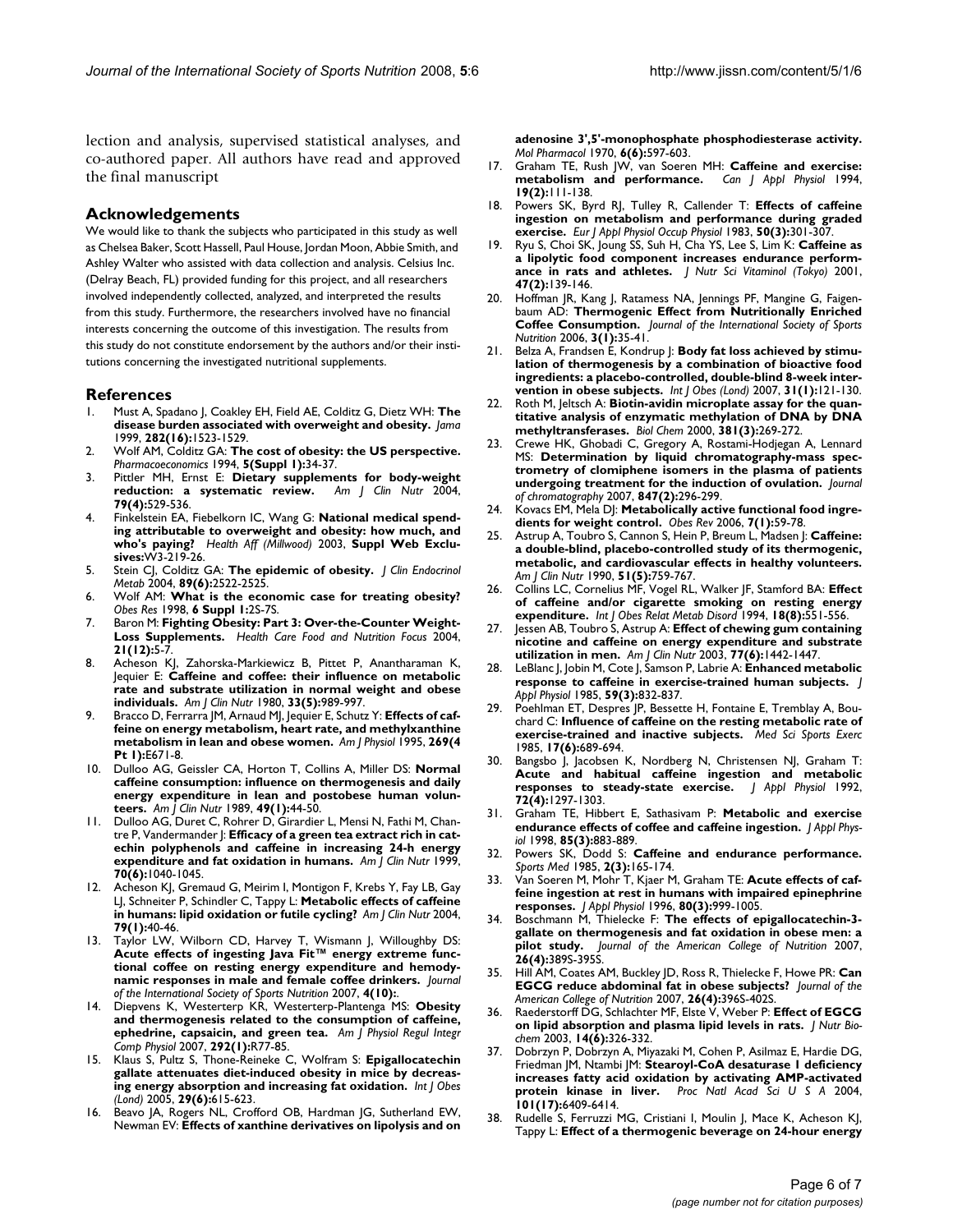lection and analysis, supervised statistical analyses, and co-authored paper. All authors have read and approved the final manuscript

## Acknowledgements

We would like to thank the subjects who participated in this study as well as Chelsea Baker, Scott Hassell, Paul House, Jordan Moon, Abbie Smith, and Ashley Walter who assisted with data collection and analysis. Celsius Inc. (Delray Beach, FL) provided funding for this project, and all researchers involved independently collected, analyzed, and interpreted the results from this study. Furthermore, the researchers involved have no financial interests concerning the outcome of this investigation. The results from this study do not constitute endorsement by the authors and/or their institutions concerning the investigated nutritional supplements.

## References

1. Must A, Spadano J, Coakley EH, Field AE, Colditz G, Dietz WH: **The disease burden associated with overweight and obesity.** *Jama* 1999, **282(16):**1523-1529.
2. Wolf AM, Colditz GA: **The cost of obesity: the US perspective.** *Pharmacoeconomics* 1994, **5(Suppl 1):**34-37.
3. Pittler MH, Ernst E: **Dietary supplements for body-weight reduction: a systematic review.** *Am J Clin Nutr* 2004, **79(4):**529-536.
4. Finkelstein EA, Fiebelkorn IC, Wang G: **National medical spending attributable to overweight and obesity: how much, and who's paying?** *Health Aff (Millwood)* 2003, **Suppl Web Exclusives:**W3-219-26.
5. Stein CJ, Colditz GA: **The epidemic of obesity.** *J Clin Endocrinol Metab* 2004, **89(6):**2522-2525.
6. Wolf AM: **What is the economic case for treating obesity?** *Obes Res* 1998, **6 Suppl 1:**2S-7S.
7. Baron M: **Fighting Obesity: Part 3: Over-the-Counter Weight-Loss Supplements.** *Health Care Food and Nutrition Focus* 2004, **21(12):**5-7.
8. Acheson KJ, Zahorska-Markiewicz B, Pittet P, Anantharaman K, Jequier E: **Caffeine and coffee: their influence on metabolic rate and substrate utilization in normal weight and obese individuals.** *Am J Clin Nutr* 1980, **33(5):**989-997.
9. Bracco D, Ferrarra JM, Arnaud MJ, Jequier E, Schutz Y: **Effects of caffeine on energy metabolism, heart rate, and methylxanthine metabolism in lean and obese women.** *Am J Physiol* 1995, **269(4 Pt 1):**E671-8.
10. Dulloo AG, Geissler CA, Horton T, Collins A, Miller DS: **Normal caffeine consumption: influence on thermogenesis and daily energy expenditure in lean and postobese human volunteers.** *Am J Clin Nutr* 1989, **49(1):**44-50.
11. Dulloo AG, Duret C, Rohrer D, Girardier L, Mensi N, Fathi M, Chantre P, Vandermander J: **Efficacy of a green tea extract rich in catechin polyphenols and caffeine in increasing 24-h energy expenditure and fat oxidation in humans.** *Am J Clin Nutr* 1999, **70(6):**1040-1045.
12. Acheson KJ, Gremaud G, Meirim I, Montigon F, Krebs Y, Fay LB, Gay LJ, Schneiter P, Schindler C, Tappy L: **Metabolic effects of caffeine in humans: lipid oxidation or futile cycling?** *Am J Clin Nutr* 2004, **79(1):**40-46.
13. Taylor LW, Wilborn CD, Harvey T, Wismann J, Willoughby DS: **Acute effects of ingesting Java Fit™ energy extreme functional coffee on resting energy expenditure and hemodynamic responses in male and female coffee drinkers.** *Journal of the International Society of Sports Nutrition* 2007, **4(10):**.
14. Diepvens K, Westerterp KR, Westerterp-Plantenga MS: **Obesity and thermogenesis related to the consumption of caffeine, ephedrine, capsaicin, and green tea.** *Am J Physiol Regul Integr Comp Physiol* 2007, **292(1):**R77-85.
15. Klaus S, Pultz S, Thone-Reineke C, Wolfram S: **Epigallocatechin gallate attenuates diet-induced obesity in mice by decreasing energy absorption and increasing fat oxidation.** *Int J Obes (Lond)* 2005, **29(6):**615-623.
16. Beavo JA, Rogers NL, Crofford OB, Hardman JG, Sutherland EW, Newman EV: **Effects of xanthine derivatives on lipolysis and on adenosine 3',5'-monophosphate phosphodiesterase activity.** *Mol Pharmacol* 1970, **6(6):**597-603.
17. Graham TE, Rush JW, van Soeren MH: **Caffeine and exercise: metabolism and performance.** *Can J Appl Physiol* 1994, **19(2):**111-138.
18. Powers SK, Byrd RJ, Tulley R, Callender T: **Effects of caffeine ingestion on metabolism and performance during graded exercise.** *Eur J Appl Physiol Occup Physiol* 1983, **50(3):**301-307.
19. Ryu S, Choi SK, Joung SS, Suh H, Cha YS, Lee S, Lim K: **Caffeine as a lipolytic food component increases endurance performance in rats and athletes.** *J Nutr Sci Vitaminol (Tokyo)* 2001, **47(2):**139-146.
20. Hoffman JR, Kang J, Ratamess NA, Jennings PF, Mangine G, Faigenbaum AD: **Thermogenic Effect from Nutritionally Enriched Coffee Consumption.** *Journal of the International Society of Sports Nutrition* 2006, **3(1):**35-41.
21. Belza A, Frandsen E, Kondrup J: **Body fat loss achieved by stimulation of thermogenesis by a combination of bioactive food ingredients: a placebo-controlled, double-blind 8-week intervention in obese subjects.** *Int J Obes (Lond)* 2007, **31(1):**121-130.
22. Roth M, Jeltsch A: **Biotin-avidin microplate assay for the quantitative analysis of enzymatic methylation of DNA by DNA methyltransferases.** *Biol Chem* 2000, **381(3):**269-272.
23. Crewe HK, Ghobadi C, Gregory A, Rostami-Hodjegan A, Lennard MS: **Determination by liquid chromatography-mass spectrometry of clomiphene isomers in the plasma of patients undergoing treatment for the induction of ovulation.** *Journal of chromatography* 2007, **847(2):**296-299.
24. Kovacs EM, Mela DJ: **Metabolically active functional food ingredients for weight control.** *Obes Rev* 2006, **7(1):**59-78.
25. Astrup A, Toubro S, Cannon S, Hein P, Breum L, Madsen J: **Caffeine: a double-blind, placebo-controlled study of its thermogenic, metabolic, and cardiovascular effects in healthy volunteers.** *Am J Clin Nutr* 1990, **51(5):**759-767.
26. Collins LC, Cornelius MF, Vogel RL, Walker JF, Stamford BA: **Effect of caffeine and/or cigarette smoking on resting energy expenditure.** *Int J Obes Relat Metab Disord* 1994, **18(8):**551-556.
27. Jessen AB, Toubro S, Astrup A: **Effect of chewing gum containing nicotine and caffeine on energy expenditure and substrate utilization in men.** *Am J Clin Nutr* 2003, **77(6):**1442-1447.
28. LeBlanc J, Jobin M, Cote J, Samson P, Labrie A: **Enhanced metabolic response to caffeine in exercise-trained human subjects.** *J Appl Physiol* 1985, **59(3):**832-837.
29. Poehlman ET, Despres JP, Bessette H, Fontaine E, Tremblay A, Bouchard C: **Influence of caffeine on the resting metabolic rate of exercise-trained and inactive subjects.** *Med Sci Sports Exerc* 1985, **17(6):**689-694.
30. Bangsbo J, Jacobsen K, Nordberg N, Christensen NJ, Graham T: **Acute and habitual caffeine ingestion and metabolic responses to steady-state exercise.** *J Appl Physiol* 1992, **72(4):**1297-1303.
31. Graham TE, Hibbert E, Sathasivam P: **Metabolic and exercise endurance effects of coffee and caffeine ingestion.** *J Appl Physiol* 1998, **85(3):**883-889.
32. Powers SK, Dodd S: **Caffeine and endurance performance.** *Sports Med* 1985, **2(3):**165-174.
33. Van Soeren M, Mohr T, Kjaer M, Graham TE: **Acute effects of caffeine ingestion at rest in humans with impaired epinephrine responses.** *J Appl Physiol* 1996, **80(3):**999-1005.
34. Boschmann M, Thielecke F: **The effects of epigallocatechin-3-gallate on thermogenesis and fat oxidation in obese men: a pilot study.** *Journal of the American College of Nutrition* 2007, **26(4):**389S-395S.
35. Hill AM, Coates AM, Buckley JD, Ross R, Thielecke F, Howe PR: **Can EGCG reduce abdominal fat in obese subjects?** *Journal of the American College of Nutrition* 2007, **26(4):**396S-402S.
36. Raederstorff DG, Schlachter MF, Elste V, Weber P: **Effect of EGCG on lipid absorption and plasma lipid levels in rats.** *J Nutr Biochem* 2003, **14(6):**326-332.
37. Dobrzyn P, Dobrzyn A, Miyazaki M, Cohen P, Asilmaz E, Hardie DG, Friedman JM, Ntambi JM: **Stearoyl-CoA desaturase 1 deficiency increases fatty acid oxidation by activating AMP-activated protein kinase in liver.** *Proc Natl Acad Sci U S A* 2004, **101(17):**6409-6414.
38. Rudelle S, Ferruzzi MG, Cristiani I, Moulin J, Mace K, Acheson KJ, Tappy L: **Effect of a thermogenic beverage on 24-hour energy**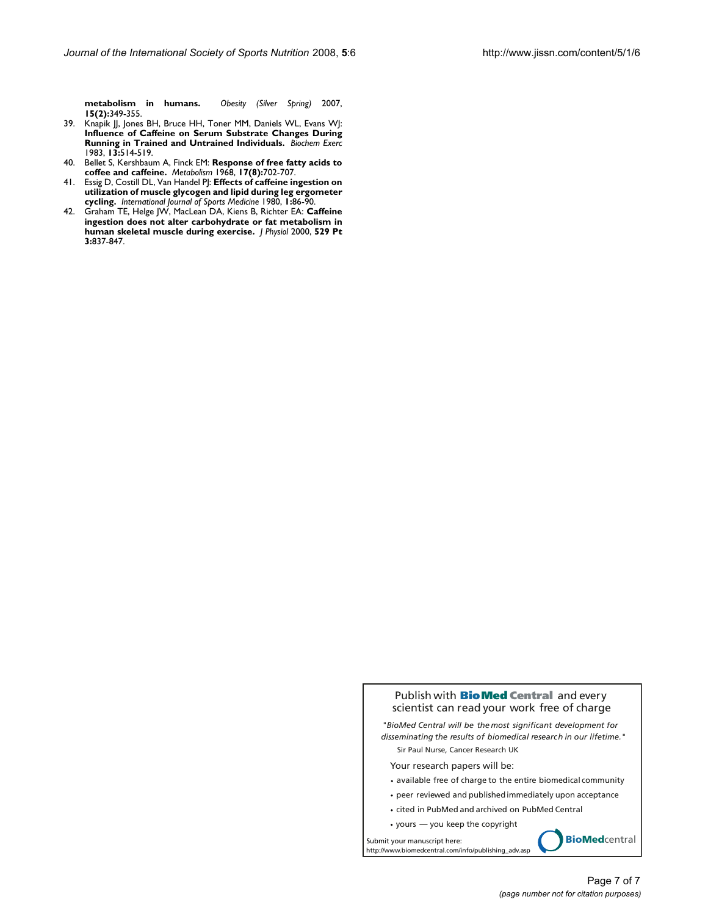**metabolism in humans.** *Obesity (Silver Spring)* 2007, **15(2):**349-355.

39. Knapik JJ, Jones BH, Bruce HH, Toner MM, Daniels WL, Evans WJ: **Influence of Caffeine on Serum Substrate Changes During Running in Trained and Untrained Individuals.** *Biochem Exerc* 1983, **13:**514-519.
40. Bellet S, Kershbaum A, Finck EM: **Response of free fatty acids to coffee and caffeine.** *Metabolism* 1968, **17(8):**702-707.
41. Essig D, Costill DL, Van Handel PJ: **Effects of caffeine ingestion on utilization of muscle glycogen and lipid during leg ergometer cycling.** *International Journal of Sports Medicine* 1980, **1:**86-90.
42. Graham TE, Helge JW, MacLean DA, Kiens B, Richter EA: **Caffeine ingestion does not alter carbohydrate or fat metabolism in human skeletal muscle during exercise.** *J Physiol* 2000, **529 Pt 3:**837-847.

Publish with **BioMed Central** and every scientist can read your work free of charge

*"BioMed Central will be the most significant development for disseminating the results of biomedical research in our lifetime."*

Sir Paul Nurse, Cancer Research UK

Your research papers will be:

- available free of charge to the entire biomedical community
- peer reviewed and published immediately upon acceptance
- cited in PubMed and archived on PubMed Central
- yours — you keep the copyright

Submit your manuscript here:
http://www.biomedcentral.com/info/publishing_adv.asp

**BioMed**central